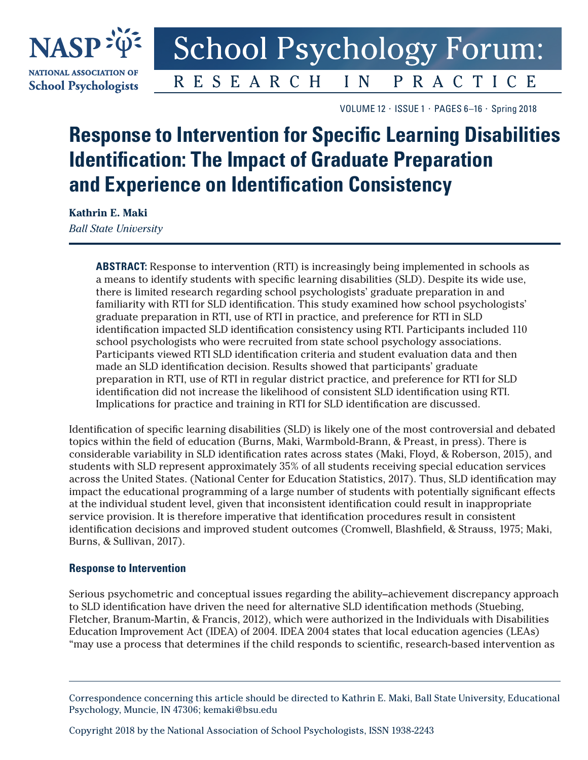# Response to Intervention for Specific Learning Disabilities Identification: The Impact of Graduate Preparation and Experience on Identification Consistency

**Kathrin E. Maki**

*Ball State University*

**ABSTRACT:** Response to intervention (RTI) is increasingly being implemented in schools as a means to identify students with specific learning disabilities (SLD). Despite its wide use, there is limited research regarding school psychologists' graduate preparation in and familiarity with RTI for SLD identification. This study examined how school psychologists' graduate preparation in RTI, use of RTI in practice, and preference for RTI in SLD identification impacted SLD identification consistency using RTI. Participants included 110 school psychologists who were recruited from state school psychology associations. Participants viewed RTI SLD identification criteria and student evaluation data and then made an SLD identification decision. Results showed that participants' graduate preparation in RTI, use of RTI in regular district practice, and preference for RTI for SLD identification did not increase the likelihood of consistent SLD identification using RTI. Implications for practice and training in RTI for SLD identification are discussed.

Identification of specific learning disabilities (SLD) is likely one of the most controversial and debated topics within the field of education (Burns, Maki, Warmbold-Brann, & Preast, in press). There is considerable variability in SLD identification rates across states (Maki, Floyd, & Roberson, 2015), and students with SLD represent approximately 35% of all students receiving special education services across the United States. (National Center for Education Statistics, 2017). Thus, SLD identification may impact the educational programming of a large number of students with potentially significant effects at the individual student level, given that inconsistent identification could result in inappropriate service provision. It is therefore imperative that identification procedures result in consistent identification decisions and improved student outcomes (Cromwell, Blashfield, & Strauss, 1975; Maki, Burns, & Sullivan, 2017).

### Response to Intervention

Serious psychometric and conceptual issues regarding the ability–achievement discrepancy approach to SLD identification have driven the need for alternative SLD identification methods (Stuebing, Fletcher, Branum-Martin, & Francis, 2012), which were authorized in the Individuals with Disabilities Education Improvement Act (IDEA) of 2004. IDEA 2004 states that local education agencies (LEAs) "may use a process that determines if the child responds to scientific, research-based intervention as

---

Correspondence concerning this article should be directed to Kathrin E. Maki, Ball State University, Educational Psychology, Muncie, IN 47306; kemaki@bsu.edu

Copyright 2018 by the National Association of School Psychologists, ISSN 1938-2243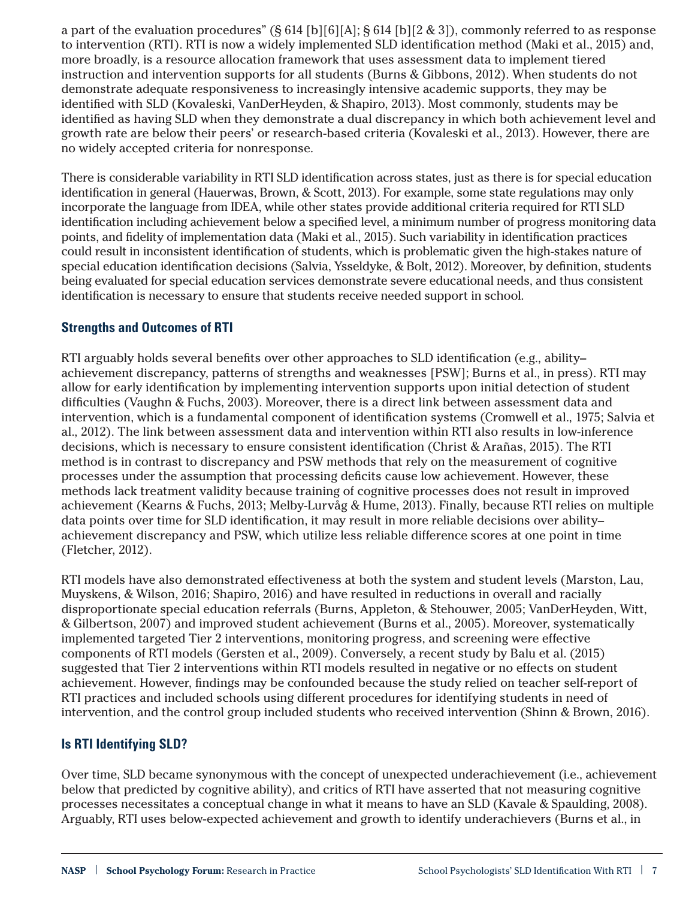a part of the evaluation procedures" (§ 614 [b][6][A]; § 614 [b][2 & 3]), commonly referred to as response to intervention (RTI). RTI is now a widely implemented SLD identification method (Maki et al., 2015) and, more broadly, is a resource allocation framework that uses assessment data to implement tiered instruction and intervention supports for all students (Burns & Gibbons, 2012). When students do not demonstrate adequate responsiveness to increasingly intensive academic supports, they may be identified with SLD (Kovaleski, VanDerHeyden, & Shapiro, 2013). Most commonly, students may be identified as having SLD when they demonstrate a dual discrepancy in which both achievement level and growth rate are below their peers' or research-based criteria (Kovaleski et al., 2013). However, there are no widely accepted criteria for nonresponse.

There is considerable variability in RTI SLD identification across states, just as there is for special education identification in general (Hauerwas, Brown, & Scott, 2013). For example, some state regulations may only incorporate the language from IDEA, while other states provide additional criteria required for RTI SLD identification including achievement below a specified level, a minimum number of progress monitoring data points, and fidelity of implementation data (Maki et al., 2015). Such variability in identification practices could result in inconsistent identification of students, which is problematic given the high-stakes nature of special education identification decisions (Salvia, Ysseldyke, & Bolt, 2012). Moreover, by definition, students being evaluated for special education services demonstrate severe educational needs, and thus consistent identification is necessary to ensure that students receive needed support in school.

## Strengths and Outcomes of RTI

RTI arguably holds several benefits over other approaches to SLD identification (e.g., ability–achievement discrepancy, patterns of strengths and weaknesses [PSW]; Burns et al., in press). RTI may allow for early identification by implementing intervention supports upon initial detection of student difficulties (Vaughn & Fuchs, 2003). Moreover, there is a direct link between assessment data and intervention, which is a fundamental component of identification systems (Cromwell et al., 1975; Salvia et al., 2012). The link between assessment data and intervention within RTI also results in low-inference decisions, which is necessary to ensure consistent identification (Christ & Arañas, 2015). The RTI method is in contrast to discrepancy and PSW methods that rely on the measurement of cognitive processes under the assumption that processing deficits cause low achievement. However, these methods lack treatment validity because training of cognitive processes does not result in improved achievement (Kearns & Fuchs, 2013; Melby-Lurvåg & Hume, 2013). Finally, because RTI relies on multiple data points over time for SLD identification, it may result in more reliable decisions over ability–achievement discrepancy and PSW, which utilize less reliable difference scores at one point in time (Fletcher, 2012).

RTI models have also demonstrated effectiveness at both the system and student levels (Marston, Lau, Muyskens, & Wilson, 2016; Shapiro, 2016) and have resulted in reductions in overall and racially disproportionate special education referrals (Burns, Appleton, & Stehouwer, 2005; VanDerHeyden, Witt, & Gilbertson, 2007) and improved student achievement (Burns et al., 2005). Moreover, systematically implemented targeted Tier 2 interventions, monitoring progress, and screening were effective components of RTI models (Gersten et al., 2009). Conversely, a recent study by Balu et al. (2015) suggested that Tier 2 interventions within RTI models resulted in negative or no effects on student achievement. However, findings may be confounded because the study relied on teacher self-report of RTI practices and included schools using different procedures for identifying students in need of intervention, and the control group included students who received intervention (Shinn & Brown, 2016).

## Is RTI Identifying SLD?

Over time, SLD became synonymous with the concept of unexpected underachievement (i.e., achievement below that predicted by cognitive ability), and critics of RTI have asserted that not measuring cognitive processes necessitates a conceptual change in what it means to have an SLD (Kavale & Spaulding, 2008). Arguably, RTI uses below-expected achievement and growth to identify underachievers (Burns et al., in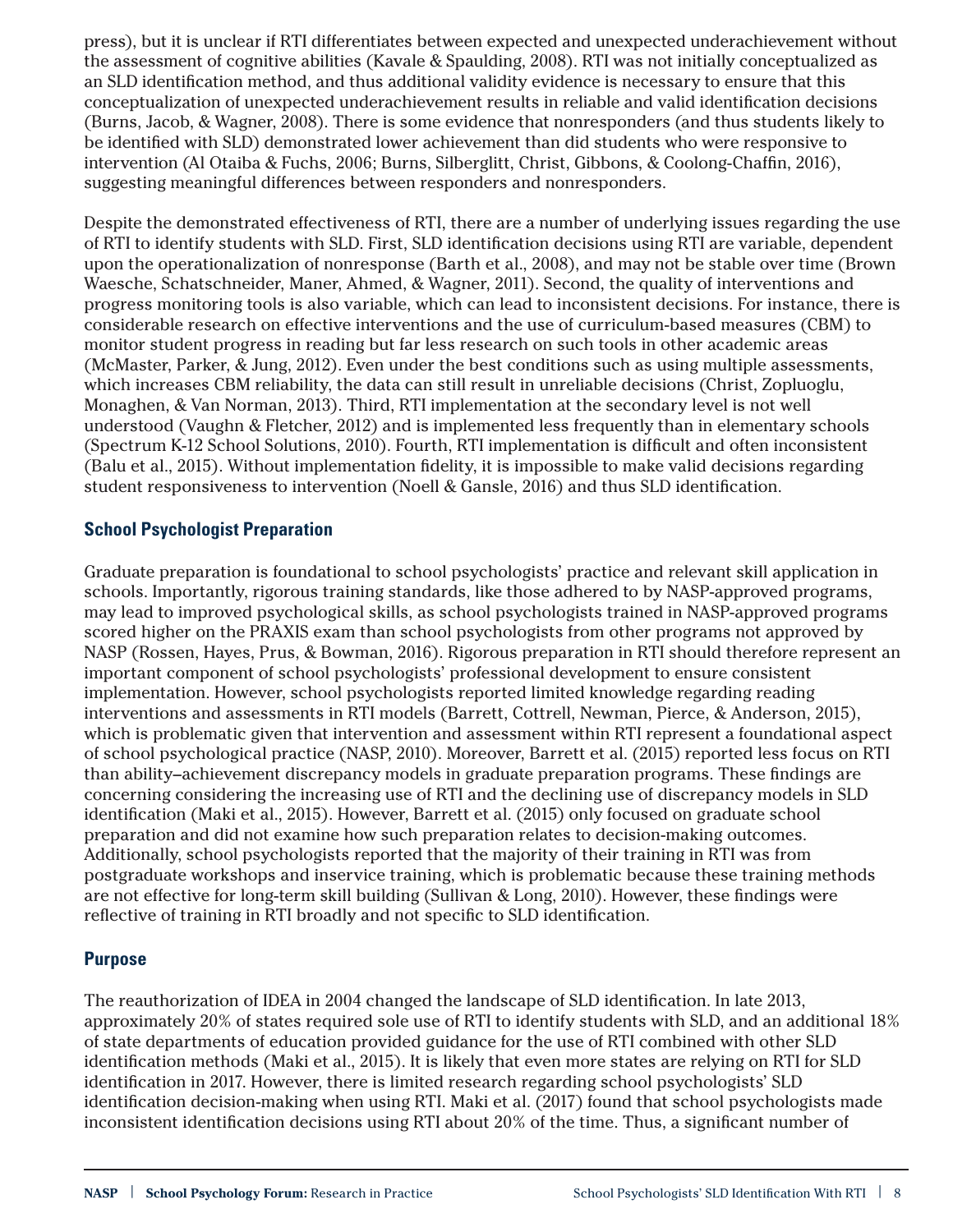press), but it is unclear if RTI differentiates between expected and unexpected underachievement without the assessment of cognitive abilities (Kavale & Spaulding, 2008). RTI was not initially conceptualized as an SLD identification method, and thus additional validity evidence is necessary to ensure that this conceptualization of unexpected underachievement results in reliable and valid identification decisions (Burns, Jacob, & Wagner, 2008). There is some evidence that nonresponders (and thus students likely to be identified with SLD) demonstrated lower achievement than did students who were responsive to intervention (Al Otaiba & Fuchs, 2006; Burns, Silberglitt, Christ, Gibbons, & Coolong-Chaffin, 2016), suggesting meaningful differences between responders and nonresponders.

Despite the demonstrated effectiveness of RTI, there are a number of underlying issues regarding the use of RTI to identify students with SLD. First, SLD identification decisions using RTI are variable, dependent upon the operationalization of nonresponse (Barth et al., 2008), and may not be stable over time (Brown Waesche, Schatschneider, Maner, Ahmed, & Wagner, 2011). Second, the quality of interventions and progress monitoring tools is also variable, which can lead to inconsistent decisions. For instance, there is considerable research on effective interventions and the use of curriculum-based measures (CBM) to monitor student progress in reading but far less research on such tools in other academic areas (McMaster, Parker, & Jung, 2012). Even under the best conditions such as using multiple assessments, which increases CBM reliability, the data can still result in unreliable decisions (Christ, Zopluoglu, Monaghen, & Van Norman, 2013). Third, RTI implementation at the secondary level is not well understood (Vaughn & Fletcher, 2012) and is implemented less frequently than in elementary schools (Spectrum K-12 School Solutions, 2010). Fourth, RTI implementation is difficult and often inconsistent (Balu et al., 2015). Without implementation fidelity, it is impossible to make valid decisions regarding student responsiveness to intervention (Noell & Gansle, 2016) and thus SLD identification.

## School Psychologist Preparation

Graduate preparation is foundational to school psychologists' practice and relevant skill application in schools. Importantly, rigorous training standards, like those adhered to by NASP-approved programs, may lead to improved psychological skills, as school psychologists trained in NASP-approved programs scored higher on the PRAXIS exam than school psychologists from other programs not approved by NASP (Rossen, Hayes, Prus, & Bowman, 2016). Rigorous preparation in RTI should therefore represent an important component of school psychologists' professional development to ensure consistent implementation. However, school psychologists reported limited knowledge regarding reading interventions and assessments in RTI models (Barrett, Cottrell, Newman, Pierce, & Anderson, 2015), which is problematic given that intervention and assessment within RTI represent a foundational aspect of school psychological practice (NASP, 2010). Moreover, Barrett et al. (2015) reported less focus on RTI than ability–achievement discrepancy models in graduate preparation programs. These findings are concerning considering the increasing use of RTI and the declining use of discrepancy models in SLD identification (Maki et al., 2015). However, Barrett et al. (2015) only focused on graduate school preparation and did not examine how such preparation relates to decision-making outcomes. Additionally, school psychologists reported that the majority of their training in RTI was from postgraduate workshops and inservice training, which is problematic because these training methods are not effective for long-term skill building (Sullivan & Long, 2010). However, these findings were reflective of training in RTI broadly and not specific to SLD identification.

## Purpose

The reauthorization of IDEA in 2004 changed the landscape of SLD identification. In late 2013, approximately 20% of states required sole use of RTI to identify students with SLD, and an additional 18% of state departments of education provided guidance for the use of RTI combined with other SLD identification methods (Maki et al., 2015). It is likely that even more states are relying on RTI for SLD identification in 2017. However, there is limited research regarding school psychologists' SLD identification decision-making when using RTI. Maki et al. (2017) found that school psychologists made inconsistent identification decisions using RTI about 20% of the time. Thus, a significant number of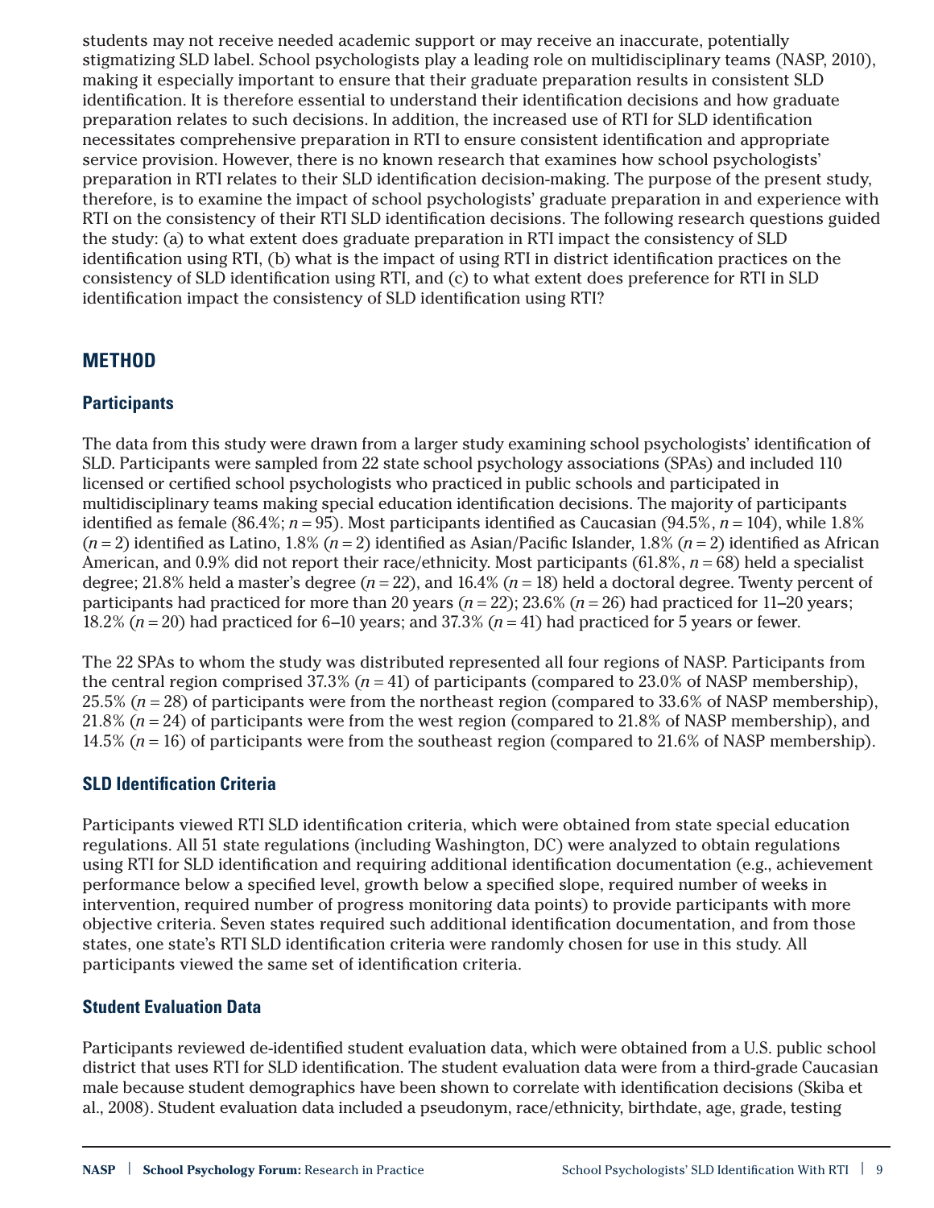students may not receive needed academic support or may receive an inaccurate, potentially stigmatizing SLD label. School psychologists play a leading role on multidisciplinary teams (NASP, 2010), making it especially important to ensure that their graduate preparation results in consistent SLD identification. It is therefore essential to understand their identification decisions and how graduate preparation relates to such decisions. In addition, the increased use of RTI for SLD identification necessitates comprehensive preparation in RTI to ensure consistent identification and appropriate service provision. However, there is no known research that examines how school psychologists' preparation in RTI relates to their SLD identification decision-making. The purpose of the present study, therefore, is to examine the impact of school psychologists' graduate preparation in and experience with RTI on the consistency of their RTI SLD identification decisions. The following research questions guided the study: (a) to what extent does graduate preparation in RTI impact the consistency of SLD identification using RTI, (b) what is the impact of using RTI in district identification practices on the consistency of SLD identification using RTI, and (c) to what extent does preference for RTI in SLD identification impact the consistency of SLD identification using RTI?

## METHOD

### Participants

The data from this study were drawn from a larger study examining school psychologists' identification of SLD. Participants were sampled from 22 state school psychology associations (SPAs) and included 110 licensed or certified school psychologists who practiced in public schools and participated in multidisciplinary teams making special education identification decisions. The majority of participants identified as female (86.4%; $n = 95$). Most participants identified as Caucasian (94.5%, $n = 104$), while 1.8% ($n = 2$) identified as Latino, 1.8% ($n = 2$) identified as Asian/Pacific Islander, 1.8% ($n = 2$) identified as African American, and 0.9% did not report their race/ethnicity. Most participants (61.8%, $n = 68$) held a specialist degree; 21.8% held a master's degree ($n = 22$), and 16.4% ($n = 18$) held a doctoral degree. Twenty percent of participants had practiced for more than 20 years ($n = 22$); 23.6% ($n = 26$) had practiced for 11–20 years; 18.2% ($n = 20$) had practiced for 6–10 years; and 37.3% ($n = 41$) had practiced for 5 years or fewer.

The 22 SPAs to whom the study was distributed represented all four regions of NASP. Participants from the central region comprised 37.3% ($n = 41$) of participants (compared to 23.0% of NASP membership), 25.5% ($n = 28$) of participants were from the northeast region (compared to 33.6% of NASP membership), 21.8% ($n = 24$) of participants were from the west region (compared to 21.8% of NASP membership), and 14.5% ($n = 16$) of participants were from the southeast region (compared to 21.6% of NASP membership).

### SLD Identification Criteria

Participants viewed RTI SLD identification criteria, which were obtained from state special education regulations. All 51 state regulations (including Washington, DC) were analyzed to obtain regulations using RTI for SLD identification and requiring additional identification documentation (e.g., achievement performance below a specified level, growth below a specified slope, required number of weeks in intervention, required number of progress monitoring data points) to provide participants with more objective criteria. Seven states required such additional identification documentation, and from those states, one state's RTI SLD identification criteria were randomly chosen for use in this study. All participants viewed the same set of identification criteria.

### Student Evaluation Data

Participants reviewed de-identified student evaluation data, which were obtained from a U.S. public school district that uses RTI for SLD identification. The student evaluation data were from a third-grade Caucasian male because student demographics have been shown to correlate with identification decisions (Skiba et al., 2008). Student evaluation data included a pseudonym, race/ethnicity, birthdate, age, grade, testing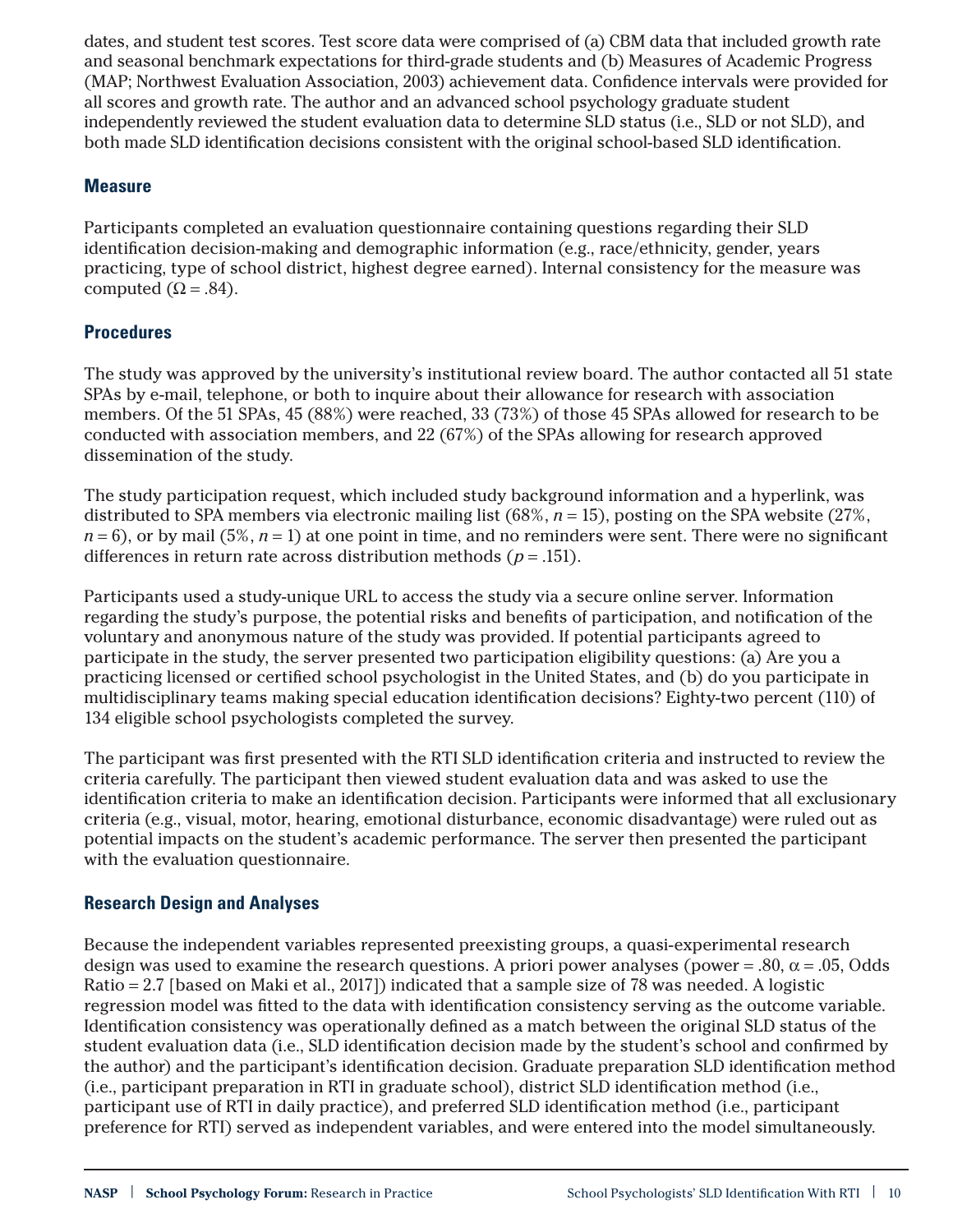dates, and student test scores. Test score data were comprised of (a) CBM data that included growth rate and seasonal benchmark expectations for third-grade students and (b) Measures of Academic Progress (MAP; Northwest Evaluation Association, 2003) achievement data. Confidence intervals were provided for all scores and growth rate. The author and an advanced school psychology graduate student independently reviewed the student evaluation data to determine SLD status (i.e., SLD or not SLD), and both made SLD identification decisions consistent with the original school-based SLD identification.

### Measure

Participants completed an evaluation questionnaire containing questions regarding their SLD identification decision-making and demographic information (e.g., race/ethnicity, gender, years practicing, type of school district, highest degree earned). Internal consistency for the measure was computed ($\Omega = .84$).

### Procedures

The study was approved by the university's institutional review board. The author contacted all 51 state SPAs by e-mail, telephone, or both to inquire about their allowance for research with association members. Of the 51 SPAs, 45 (88%) were reached, 33 (73%) of those 45 SPAs allowed for research to be conducted with association members, and 22 (67%) of the SPAs allowing for research approved dissemination of the study.

The study participation request, which included study background information and a hyperlink, was distributed to SPA members via electronic mailing list (68%, $n = 15$), posting on the SPA website (27%, $n = 6$), or by mail (5%, $n = 1$) at one point in time, and no reminders were sent. There were no significant differences in return rate across distribution methods ($p = .151$).

Participants used a study-unique URL to access the study via a secure online server. Information regarding the study's purpose, the potential risks and benefits of participation, and notification of the voluntary and anonymous nature of the study was provided. If potential participants agreed to participate in the study, the server presented two participation eligibility questions: (a) Are you a practicing licensed or certified school psychologist in the United States, and (b) do you participate in multidisciplinary teams making special education identification decisions? Eighty-two percent (110) of 134 eligible school psychologists completed the survey.

The participant was first presented with the RTI SLD identification criteria and instructed to review the criteria carefully. The participant then viewed student evaluation data and was asked to use the identification criteria to make an identification decision. Participants were informed that all exclusionary criteria (e.g., visual, motor, hearing, emotional disturbance, economic disadvantage) were ruled out as potential impacts on the student's academic performance. The server then presented the participant with the evaluation questionnaire.

### Research Design and Analyses

Because the independent variables represented preexisting groups, a quasi-experimental research design was used to examine the research questions. A priori power analyses (power = .80, $\alpha = .05$, Odds Ratio = 2.7 [based on Maki et al., 2017]) indicated that a sample size of 78 was needed. A logistic regression model was fitted to the data with identification consistency serving as the outcome variable. Identification consistency was operationally defined as a match between the original SLD status of the student evaluation data (i.e., SLD identification decision made by the student's school and confirmed by the author) and the participant's identification decision. Graduate preparation SLD identification method (i.e., participant preparation in RTI in graduate school), district SLD identification method (i.e., participant use of RTI in daily practice), and preferred SLD identification method (i.e., participant preference for RTI) served as independent variables, and were entered into the model simultaneously.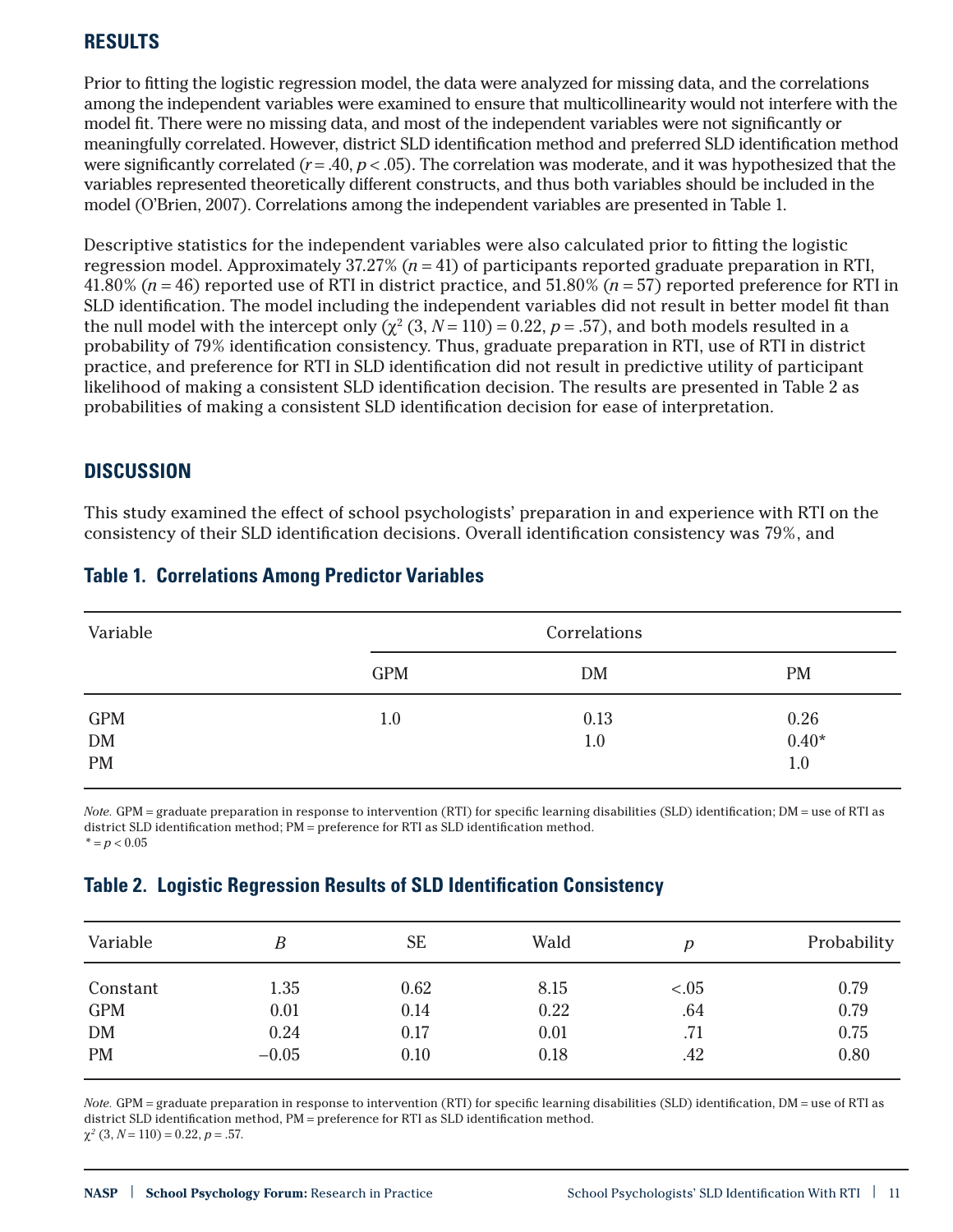## RESULTS

Prior to fitting the logistic regression model, the data were analyzed for missing data, and the correlations among the independent variables were examined to ensure that multicollinearity would not interfere with the model fit. There were no missing data, and most of the independent variables were not significantly or meaningfully correlated. However, district SLD identification method and preferred SLD identification method were significantly correlated ($r = .40$, $p < .05$). The correlation was moderate, and it was hypothesized that the variables represented theoretically different constructs, and thus both variables should be included in the model (O'Brien, 2007). Correlations among the independent variables are presented in Table 1.

Descriptive statistics for the independent variables were also calculated prior to fitting the logistic regression model. Approximately 37.27% ($n = 41$) of participants reported graduate preparation in RTI, 41.80% ($n = 46$) reported use of RTI in district practice, and 51.80% ($n = 57$) reported preference for RTI in SLD identification. The model including the independent variables did not result in better model fit than the null model with the intercept only ($\chi^2$ (3, $N = 110$) = 0.22, $p = .57$), and both models resulted in a probability of 79% identification consistency. Thus, graduate preparation in RTI, use of RTI in district practice, and preference for RTI in SLD identification did not result in predictive utility of participant likelihood of making a consistent SLD identification decision. The results are presented in Table 2 as probabilities of making a consistent SLD identification decision for ease of interpretation.

## DISCUSSION

This study examined the effect of school psychologists' preparation in and experience with RTI on the consistency of their SLD identification decisions. Overall identification consistency was 79%, and

### Table 1. Correlations Among Predictor Variables

| Variable | Correlations | | |
|---|---|---|---|
| | GPM | DM | PM |
| GPM | 1.0 | 0.13 | 0.26 |
| DM | | 1.0 | 0.40* |
| PM | | | 1.0 |

*Note.* GPM = graduate preparation in response to intervention (RTI) for specific learning disabilities (SLD) identification; DM = use of RTI as district SLD identification method; PM = preference for RTI as SLD identification method.
\* = $p < 0.05$

### Table 2. Logistic Regression Results of SLD Identification Consistency

| Variable | *B* | SE | Wald | *p* | Probability |
|---|---|---|---|---|---|
| Constant | 1.35 | 0.62 | 8.15 | <.05 | 0.79 |
| GPM | 0.01 | 0.14 | 0.22 | .64 | 0.79 |
| DM | 0.24 | 0.17 | 0.01 | .71 | 0.75 |
| PM | −0.05 | 0.10 | 0.18 | .42 | 0.80 |

*Note.* GPM = graduate preparation in response to intervention (RTI) for specific learning disabilities (SLD) identification, DM = use of RTI as district SLD identification method, PM = preference for RTI as SLD identification method.
$\chi^2$ (3, $N = 110$) = 0.22, $p = .57$.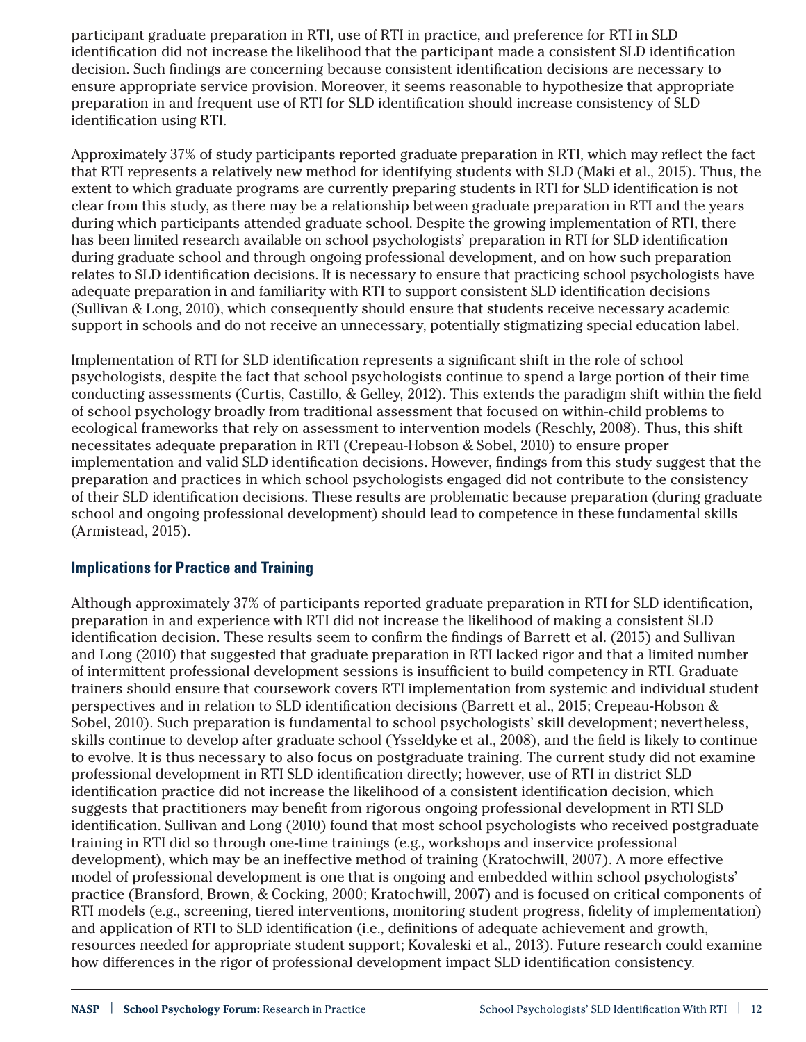participant graduate preparation in RTI, use of RTI in practice, and preference for RTI in SLD identification did not increase the likelihood that the participant made a consistent SLD identification decision. Such findings are concerning because consistent identification decisions are necessary to ensure appropriate service provision. Moreover, it seems reasonable to hypothesize that appropriate preparation in and frequent use of RTI for SLD identification should increase consistency of SLD identification using RTI.

Approximately 37% of study participants reported graduate preparation in RTI, which may reflect the fact that RTI represents a relatively new method for identifying students with SLD (Maki et al., 2015). Thus, the extent to which graduate programs are currently preparing students in RTI for SLD identification is not clear from this study, as there may be a relationship between graduate preparation in RTI and the years during which participants attended graduate school. Despite the growing implementation of RTI, there has been limited research available on school psychologists' preparation in RTI for SLD identification during graduate school and through ongoing professional development, and on how such preparation relates to SLD identification decisions. It is necessary to ensure that practicing school psychologists have adequate preparation in and familiarity with RTI to support consistent SLD identification decisions (Sullivan & Long, 2010), which consequently should ensure that students receive necessary academic support in schools and do not receive an unnecessary, potentially stigmatizing special education label.

Implementation of RTI for SLD identification represents a significant shift in the role of school psychologists, despite the fact that school psychologists continue to spend a large portion of their time conducting assessments (Curtis, Castillo, & Gelley, 2012). This extends the paradigm shift within the field of school psychology broadly from traditional assessment that focused on within-child problems to ecological frameworks that rely on assessment to intervention models (Reschly, 2008). Thus, this shift necessitates adequate preparation in RTI (Crepeau-Hobson & Sobel, 2010) to ensure proper implementation and valid SLD identification decisions. However, findings from this study suggest that the preparation and practices in which school psychologists engaged did not contribute to the consistency of their SLD identification decisions. These results are problematic because preparation (during graduate school and ongoing professional development) should lead to competence in these fundamental skills (Armistead, 2015).

### Implications for Practice and Training

Although approximately 37% of participants reported graduate preparation in RTI for SLD identification, preparation in and experience with RTI did not increase the likelihood of making a consistent SLD identification decision. These results seem to confirm the findings of Barrett et al. (2015) and Sullivan and Long (2010) that suggested that graduate preparation in RTI lacked rigor and that a limited number of intermittent professional development sessions is insufficient to build competency in RTI. Graduate trainers should ensure that coursework covers RTI implementation from systemic and individual student perspectives and in relation to SLD identification decisions (Barrett et al., 2015; Crepeau-Hobson & Sobel, 2010). Such preparation is fundamental to school psychologists' skill development; nevertheless, skills continue to develop after graduate school (Ysseldyke et al., 2008), and the field is likely to continue to evolve. It is thus necessary to also focus on postgraduate training. The current study did not examine professional development in RTI SLD identification directly; however, use of RTI in district SLD identification practice did not increase the likelihood of a consistent identification decision, which suggests that practitioners may benefit from rigorous ongoing professional development in RTI SLD identification. Sullivan and Long (2010) found that most school psychologists who received postgraduate training in RTI did so through one-time trainings (e.g., workshops and inservice professional development), which may be an ineffective method of training (Kratochwill, 2007). A more effective model of professional development is one that is ongoing and embedded within school psychologists' practice (Bransford, Brown, & Cocking, 2000; Kratochwill, 2007) and is focused on critical components of RTI models (e.g., screening, tiered interventions, monitoring student progress, fidelity of implementation) and application of RTI to SLD identification (i.e., definitions of adequate achievement and growth, resources needed for appropriate student support; Kovaleski et al., 2013). Future research could examine how differences in the rigor of professional development impact SLD identification consistency.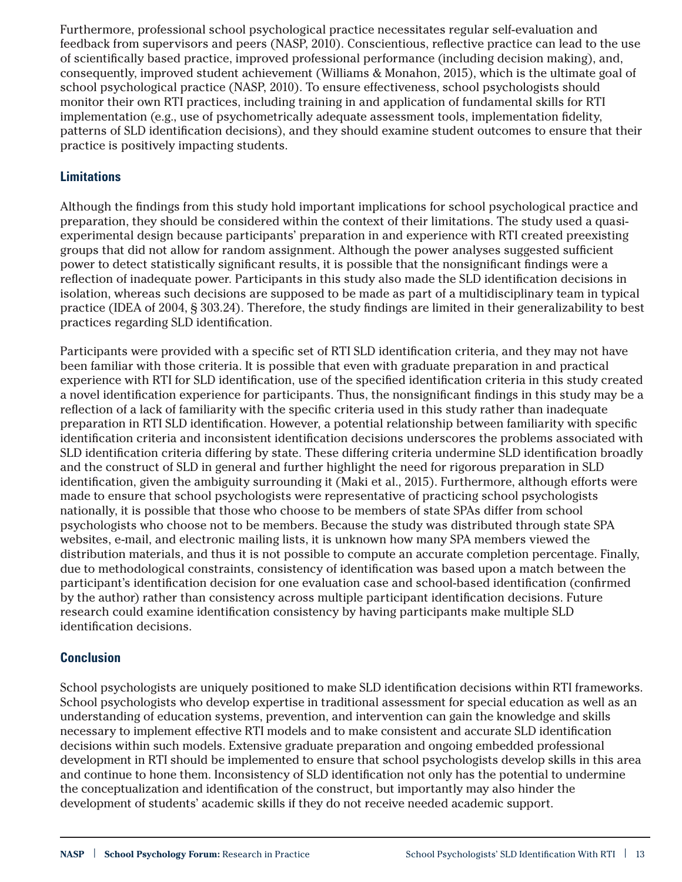Furthermore, professional school psychological practice necessitates regular self-evaluation and feedback from supervisors and peers (NASP, 2010). Conscientious, reflective practice can lead to the use of scientifically based practice, improved professional performance (including decision making), and, consequently, improved student achievement (Williams & Monahon, 2015), which is the ultimate goal of school psychological practice (NASP, 2010). To ensure effectiveness, school psychologists should monitor their own RTI practices, including training in and application of fundamental skills for RTI implementation (e.g., use of psychometrically adequate assessment tools, implementation fidelity, patterns of SLD identification decisions), and they should examine student outcomes to ensure that their practice is positively impacting students.

## Limitations

Although the findings from this study hold important implications for school psychological practice and preparation, they should be considered within the context of their limitations. The study used a quasi-experimental design because participants' preparation in and experience with RTI created preexisting groups that did not allow for random assignment. Although the power analyses suggested sufficient power to detect statistically significant results, it is possible that the nonsignificant findings were a reflection of inadequate power. Participants in this study also made the SLD identification decisions in isolation, whereas such decisions are supposed to be made as part of a multidisciplinary team in typical practice (IDEA of 2004, § 303.24). Therefore, the study findings are limited in their generalizability to best practices regarding SLD identification.

Participants were provided with a specific set of RTI SLD identification criteria, and they may not have been familiar with those criteria. It is possible that even with graduate preparation in and practical experience with RTI for SLD identification, use of the specified identification criteria in this study created a novel identification experience for participants. Thus, the nonsignificant findings in this study may be a reflection of a lack of familiarity with the specific criteria used in this study rather than inadequate preparation in RTI SLD identification. However, a potential relationship between familiarity with specific identification criteria and inconsistent identification decisions underscores the problems associated with SLD identification criteria differing by state. These differing criteria undermine SLD identification broadly and the construct of SLD in general and further highlight the need for rigorous preparation in SLD identification, given the ambiguity surrounding it (Maki et al., 2015). Furthermore, although efforts were made to ensure that school psychologists were representative of practicing school psychologists nationally, it is possible that those who choose to be members of state SPAs differ from school psychologists who choose not to be members. Because the study was distributed through state SPA websites, e-mail, and electronic mailing lists, it is unknown how many SPA members viewed the distribution materials, and thus it is not possible to compute an accurate completion percentage. Finally, due to methodological constraints, consistency of identification was based upon a match between the participant's identification decision for one evaluation case and school-based identification (confirmed by the author) rather than consistency across multiple participant identification decisions. Future research could examine identification consistency by having participants make multiple SLD identification decisions.

## Conclusion

School psychologists are uniquely positioned to make SLD identification decisions within RTI frameworks. School psychologists who develop expertise in traditional assessment for special education as well as an understanding of education systems, prevention, and intervention can gain the knowledge and skills necessary to implement effective RTI models and to make consistent and accurate SLD identification decisions within such models. Extensive graduate preparation and ongoing embedded professional development in RTI should be implemented to ensure that school psychologists develop skills in this area and continue to hone them. Inconsistency of SLD identification not only has the potential to undermine the conceptualization and identification of the construct, but importantly may also hinder the development of students' academic skills if they do not receive needed academic support.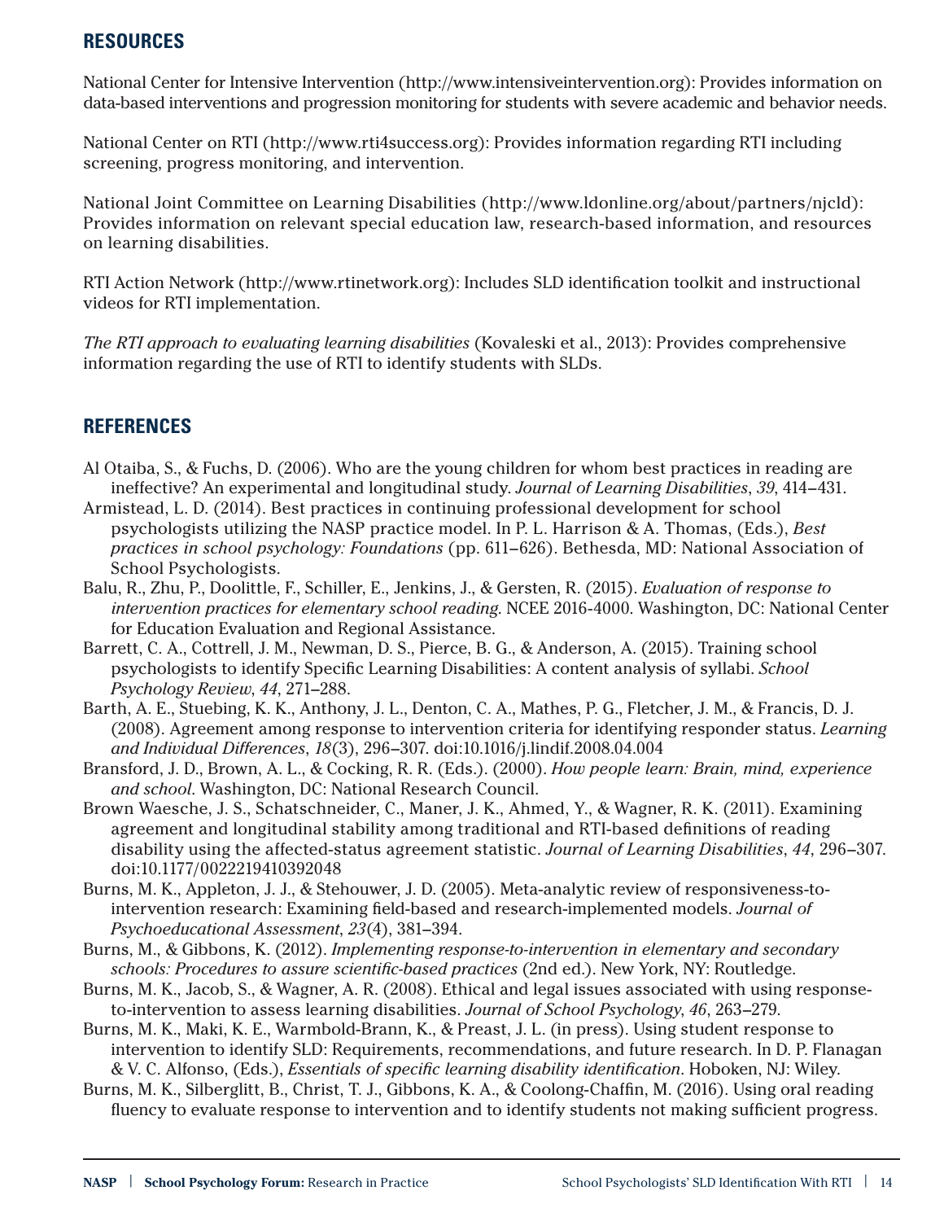## RESOURCES

National Center for Intensive Intervention (http://www.intensiveintervention.org): Provides information on data-based interventions and progression monitoring for students with severe academic and behavior needs.

National Center on RTI (http://www.rti4success.org): Provides information regarding RTI including screening, progress monitoring, and intervention.

National Joint Committee on Learning Disabilities (http://www.ldonline.org/about/partners/njcld): Provides information on relevant special education law, research-based information, and resources on learning disabilities.

RTI Action Network (http://www.rtinetwork.org): Includes SLD identification toolkit and instructional videos for RTI implementation.

*The RTI approach to evaluating learning disabilities* (Kovaleski et al., 2013): Provides comprehensive information regarding the use of RTI to identify students with SLDs.

## REFERENCES

Al Otaiba, S., & Fuchs, D. (2006). Who are the young children for whom best practices in reading are ineffective? An experimental and longitudinal study. *Journal of Learning Disabilities*, *39*, 414–431.

Armistead, L. D. (2014). Best practices in continuing professional development for school psychologists utilizing the NASP practice model. In P. L. Harrison & A. Thomas, (Eds.), *Best practices in school psychology: Foundations* (pp. 611–626). Bethesda, MD: National Association of School Psychologists.

Balu, R., Zhu, P., Doolittle, F., Schiller, E., Jenkins, J., & Gersten, R. (2015). *Evaluation of response to intervention practices for elementary school reading*. NCEE 2016-4000. Washington, DC: National Center for Education Evaluation and Regional Assistance.

Barrett, C. A., Cottrell, J. M., Newman, D. S., Pierce, B. G., & Anderson, A. (2015). Training school psychologists to identify Specific Learning Disabilities: A content analysis of syllabi. *School Psychology Review*, *44*, 271–288.

Barth, A. E., Stuebing, K. K., Anthony, J. L., Denton, C. A., Mathes, P. G., Fletcher, J. M., & Francis, D. J. (2008). Agreement among response to intervention criteria for identifying responder status. *Learning and Individual Differences*, *18*(3), 296–307. doi:10.1016/j.lindif.2008.04.004

Bransford, J. D., Brown, A. L., & Cocking, R. R. (Eds.). (2000). *How people learn: Brain, mind, experience and school*. Washington, DC: National Research Council.

Brown Waesche, J. S., Schatschneider, C., Maner, J. K., Ahmed, Y., & Wagner, R. K. (2011). Examining agreement and longitudinal stability among traditional and RTI-based definitions of reading disability using the affected-status agreement statistic. *Journal of Learning Disabilities*, *44*, 296–307. doi:10.1177/0022219410392048

Burns, M. K., Appleton, J. J., & Stehouwer, J. D. (2005). Meta-analytic review of responsiveness-to-intervention research: Examining field-based and research-implemented models. *Journal of Psychoeducational Assessment*, *23*(4), 381–394.

Burns, M., & Gibbons, K. (2012). *Implementing response-to-intervention in elementary and secondary schools: Procedures to assure scientific-based practices* (2nd ed.). New York, NY: Routledge.

Burns, M. K., Jacob, S., & Wagner, A. R. (2008). Ethical and legal issues associated with using response-to-intervention to assess learning disabilities. *Journal of School Psychology*, *46*, 263–279.

Burns, M. K., Maki, K. E., Warmbold-Brann, K., & Preast, J. L. (in press). Using student response to intervention to identify SLD: Requirements, recommendations, and future research. In D. P. Flanagan & V. C. Alfonso, (Eds.), *Essentials of specific learning disability identification*. Hoboken, NJ: Wiley.

Burns, M. K., Silberglitt, B., Christ, T. J., Gibbons, K. A., & Coolong-Chaffin, M. (2016). Using oral reading fluency to evaluate response to intervention and to identify students not making sufficient progress.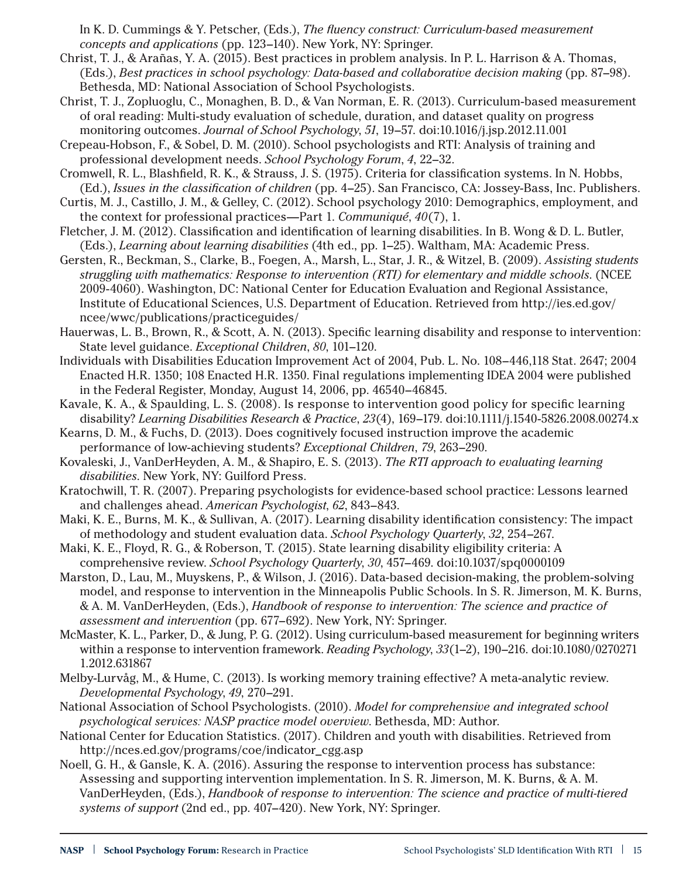In K. D. Cummings & Y. Petscher, (Eds.), *The fluency construct: Curriculum-based measurement concepts and applications* (pp. 123–140). New York, NY: Springer.

Christ, T. J., & Arañas, Y. A. (2015). Best practices in problem analysis. In P. L. Harrison & A. Thomas, (Eds.), *Best practices in school psychology: Data-based and collaborative decision making* (pp. 87–98). Bethesda, MD: National Association of School Psychologists.

Christ, T. J., Zopluoglu, C., Monaghen, B. D., & Van Norman, E. R. (2013). Curriculum-based measurement of oral reading: Multi-study evaluation of schedule, duration, and dataset quality on progress monitoring outcomes. *Journal of School Psychology*, *51*, 19–57. doi:10.1016/j.jsp.2012.11.001

Crepeau-Hobson, F., & Sobel, D. M. (2010). School psychologists and RTI: Analysis of training and professional development needs. *School Psychology Forum*, *4*, 22–32.

Cromwell, R. L., Blashfield, R. K., & Strauss, J. S. (1975). Criteria for classification systems. In N. Hobbs, (Ed.), *Issues in the classification of children* (pp. 4–25). San Francisco, CA: Jossey-Bass, Inc. Publishers.

Curtis, M. J., Castillo, J. M., & Gelley, C. (2012). School psychology 2010: Demographics, employment, and the context for professional practices—Part 1. *Communiqué*, *40*(7), 1.

Fletcher, J. M. (2012). Classification and identification of learning disabilities. In B. Wong & D. L. Butler, (Eds.), *Learning about learning disabilities* (4th ed., pp. 1–25). Waltham, MA: Academic Press.

Gersten, R., Beckman, S., Clarke, B., Foegen, A., Marsh, L., Star, J. R., & Witzel, B. (2009). *Assisting students struggling with mathematics: Response to intervention (RTI) for elementary and middle schools.* (NCEE 2009-4060). Washington, DC: National Center for Education Evaluation and Regional Assistance, Institute of Educational Sciences, U.S. Department of Education. Retrieved from http://ies.ed.gov/ncee/wwc/publications/practiceguides/

Hauerwas, L. B., Brown, R., & Scott, A. N. (2013). Specific learning disability and response to intervention: State level guidance. *Exceptional Children*, *80*, 101–120.

Individuals with Disabilities Education Improvement Act of 2004, Pub. L. No. 108–446,118 Stat. 2647; 2004 Enacted H.R. 1350; 108 Enacted H.R. 1350. Final regulations implementing IDEA 2004 were published in the Federal Register, Monday, August 14, 2006, pp. 46540–46845.

Kavale, K. A., & Spaulding, L. S. (2008). Is response to intervention good policy for specific learning disability? *Learning Disabilities Research & Practice*, *23*(4), 169–179. doi:10.1111/j.1540-5826.2008.00274.x

Kearns, D. M., & Fuchs, D. (2013). Does cognitively focused instruction improve the academic performance of low-achieving students? *Exceptional Children*, *79*, 263–290.

Kovaleski, J., VanDerHeyden, A. M., & Shapiro, E. S. (2013). *The RTI approach to evaluating learning disabilities*. New York, NY: Guilford Press.

Kratochwill, T. R. (2007). Preparing psychologists for evidence-based school practice: Lessons learned and challenges ahead. *American Psychologist*, *62*, 843–843.

Maki, K. E., Burns, M. K., & Sullivan, A. (2017). Learning disability identification consistency: The impact of methodology and student evaluation data. *School Psychology Quarterly*, *32*, 254–267.

Maki, K. E., Floyd, R. G., & Roberson, T. (2015). State learning disability eligibility criteria: A comprehensive review. *School Psychology Quarterly*, *30*, 457–469. doi:10.1037/spq0000109

Marston, D., Lau, M., Muyskens, P., & Wilson, J. (2016). Data-based decision-making, the problem-solving model, and response to intervention in the Minneapolis Public Schools. In S. R. Jimerson, M. K. Burns, & A. M. VanDerHeyden, (Eds.), *Handbook of response to intervention: The science and practice of assessment and intervention* (pp. 677–692). New York, NY: Springer.

McMaster, K. L., Parker, D., & Jung, P. G. (2012). Using curriculum-based measurement for beginning writers within a response to intervention framework. *Reading Psychology*, *33*(1–2), 190–216. doi:10.1080/02702711.2012.631867

Melby-Lervåg, M., & Hume, C. (2013). Is working memory training effective? A meta-analytic review. *Developmental Psychology*, *49*, 270–291.

National Association of School Psychologists. (2010). *Model for comprehensive and integrated school psychological services: NASP practice model overview*. Bethesda, MD: Author.

National Center for Education Statistics. (2017). Children and youth with disabilities. Retrieved from http://nces.ed.gov/programs/coe/indicator_cgg.asp

Noell, G. H., & Gansle, K. A. (2016). Assuring the response to intervention process has substance: Assessing and supporting intervention implementation. In S. R. Jimerson, M. K. Burns, & A. M. VanDerHeyden, (Eds.), *Handbook of response to intervention: The science and practice of multi-tiered systems of support* (2nd ed., pp. 407–420). New York, NY: Springer.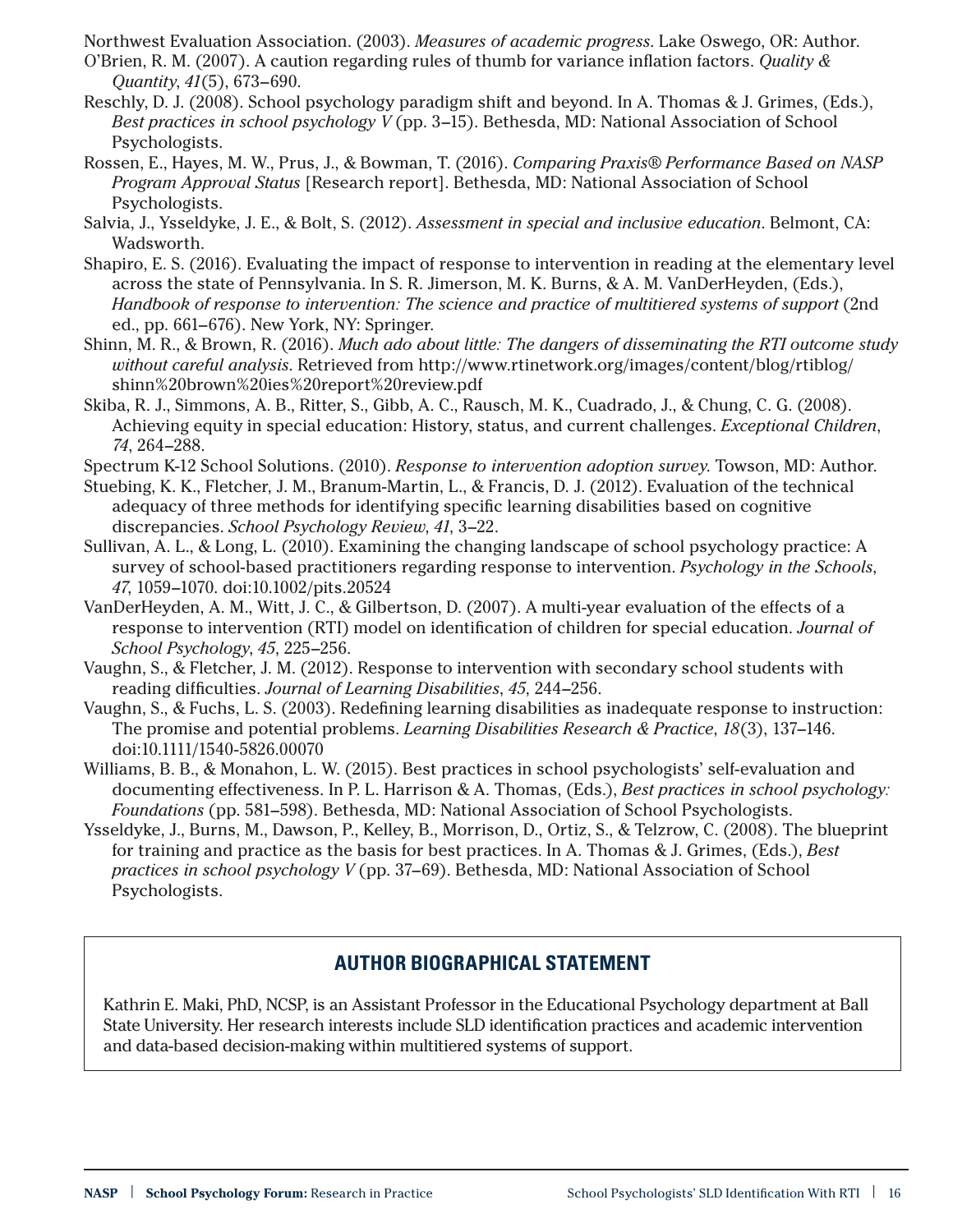Northwest Evaluation Association. (2003). *Measures of academic progress*. Lake Oswego, OR: Author.

O'Brien, R. M. (2007). A caution regarding rules of thumb for variance inflation factors. *Quality & Quantity*, *41*(5), 673–690.

Reschly, D. J. (2008). School psychology paradigm shift and beyond. In A. Thomas & J. Grimes, (Eds.), *Best practices in school psychology V* (pp. 3–15). Bethesda, MD: National Association of School Psychologists.

Rossen, E., Hayes, M. W., Prus, J., & Bowman, T. (2016). *Comparing Praxis® Performance Based on NASP Program Approval Status* [Research report]. Bethesda, MD: National Association of School Psychologists.

Salvia, J., Ysseldyke, J. E., & Bolt, S. (2012). *Assessment in special and inclusive education*. Belmont, CA: Wadsworth.

Shapiro, E. S. (2016). Evaluating the impact of response to intervention in reading at the elementary level across the state of Pennsylvania. In S. R. Jimerson, M. K. Burns, & A. M. VanDerHeyden, (Eds.), *Handbook of response to intervention: The science and practice of multitiered systems of support* (2nd ed., pp. 661–676). New York, NY: Springer.

Shinn, M. R., & Brown, R. (2016). *Much ado about little: The dangers of disseminating the RTI outcome study without careful analysis*. Retrieved from http://www.rtinetwork.org/images/content/blog/rtiblog/shinn%20brown%20ies%20report%20review.pdf

Skiba, R. J., Simmons, A. B., Ritter, S., Gibb, A. C., Rausch, M. K., Cuadrado, J., & Chung, C. G. (2008). Achieving equity in special education: History, status, and current challenges. *Exceptional Children*, *74*, 264–288.

Spectrum K-12 School Solutions. (2010). *Response to intervention adoption survey*. Towson, MD: Author.

Stuebing, K. K., Fletcher, J. M., Branum-Martin, L., & Francis, D. J. (2012). Evaluation of the technical adequacy of three methods for identifying specific learning disabilities based on cognitive discrepancies. *School Psychology Review*, *41*, 3–22.

Sullivan, A. L., & Long, L. (2010). Examining the changing landscape of school psychology practice: A survey of school-based practitioners regarding response to intervention. *Psychology in the Schools*, *47*, 1059–1070. doi:10.1002/pits.20524

VanDerHeyden, A. M., Witt, J. C., & Gilbertson, D. (2007). A multi-year evaluation of the effects of a response to intervention (RTI) model on identification of children for special education. *Journal of School Psychology*, *45*, 225–256.

Vaughn, S., & Fletcher, J. M. (2012). Response to intervention with secondary school students with reading difficulties. *Journal of Learning Disabilities*, *45*, 244–256.

Vaughn, S., & Fuchs, L. S. (2003). Redefining learning disabilities as inadequate response to instruction: The promise and potential problems. *Learning Disabilities Research & Practice*, *18*(3), 137–146. doi:10.1111/1540-5826.00070

Williams, B. B., & Monahon, L. W. (2015). Best practices in school psychologists' self-evaluation and documenting effectiveness. In P. L. Harrison & A. Thomas, (Eds.), *Best practices in school psychology: Foundations* (pp. 581–598). Bethesda, MD: National Association of School Psychologists.

Ysseldyke, J., Burns, M., Dawson, P., Kelley, B., Morrison, D., Ortiz, S., & Telzrow, C. (2008). The blueprint for training and practice as the basis for best practices. In A. Thomas & J. Grimes, (Eds.), *Best practices in school psychology V* (pp. 37–69). Bethesda, MD: National Association of School Psychologists.

## AUTHOR BIOGRAPHICAL STATEMENT

Kathrin E. Maki, PhD, NCSP, is an Assistant Professor in the Educational Psychology department at Ball State University. Her research interests include SLD identification practices and academic intervention and data-based decision-making within multitiered systems of support.